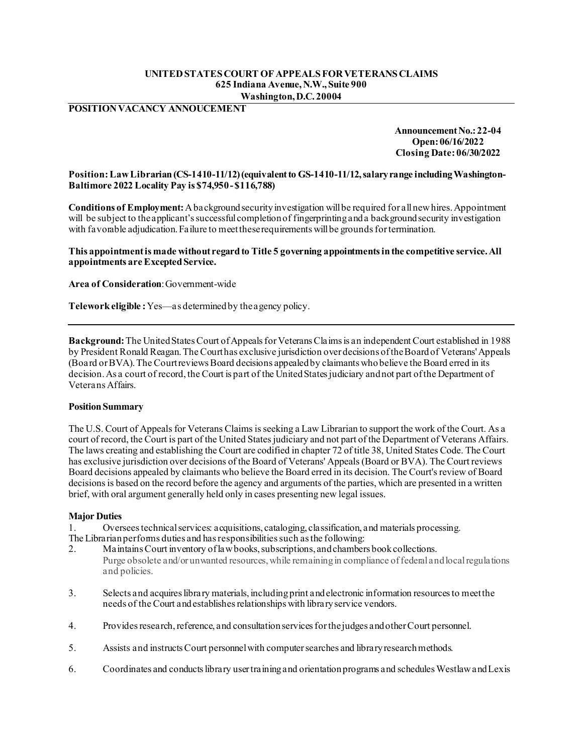**UNITED STATES COURT OF APPEALS FOR VETERANS CLAIMS**
**625 Indiana Avenue, N.W., Suite 900**
**Washington, D.C. 20004**

**POSITION VACANCY ANNOUCEMENT**

**Announcement No.: 22-04**
**Open: 06/16/2022**
**Closing Date: 06/30/2022**

**Position: Law Librarian (CS-1410-11/12) (equivalent to GS-1410-11/12, salary range including Washington-Baltimore 2022 Locality Pay is $74,950 - $116,788)**

**Conditions of Employment:** A background security investigation will be required for all new hires. Appointment will be subject to the applicant's successful completion of fingerprinting and a background security investigation with favorable adjudication. Failure to meet these requirements will be grounds for termination.

**This appointment is made without regard to Title 5 governing appointments in the competitive service. All appointments are Excepted Service.**

**Area of Consideration**: Government-wide

**Telework eligible :** Yes—as determined by the agency policy.

---

**Background:** The United States Court of Appeals for Veterans Claims is an independent Court established in 1988 by President Ronald Reagan. The Court has exclusive jurisdiction over decisions of the Board of Veterans' Appeals (Board or BVA). The Court reviews Board decisions appealed by claimants who believe the Board erred in its decision. As a court of record, the Court is part of the United States judiciary and not part of the Department of Veterans Affairs.

**Position Summary**

The U.S. Court of Appeals for Veterans Claims is seeking a Law Librarian to support the work of the Court. As a court of record, the Court is part of the United States judiciary and not part of the Department of Veterans Affairs. The laws creating and establishing the Court are codified in chapter 72 of title 38, United States Code. The Court has exclusive jurisdiction over decisions of the Board of Veterans' Appeals (Board or BVA). The Court reviews Board decisions appealed by claimants who believe the Board erred in its decision. The Court's review of Board decisions is based on the record before the agency and arguments of the parties, which are presented in a written brief, with oral argument generally held only in cases presenting new legal issues.

**Major Duties**

1. Oversees technical services: acquisitions, cataloging, classification, and materials processing.

The Librarian performs duties and has responsibilities such as the following:

2. Maintains Court inventory of law books, subscriptions, and chambers book collections.
   Purge obsolete and/or unwanted resources, while remaining in compliance of federal and local regulations and policies.

3. Selects and acquires library materials, including print and electronic information resources to meet the needs of the Court and establishes relationships with library service vendors.

4. Provides research, reference, and consultation services for the judges and other Court personnel.

5. Assists and instructs Court personnel with computer searches and library research methods.

6. Coordinates and conducts library user training and orientation programs and schedules Westlaw and Lexis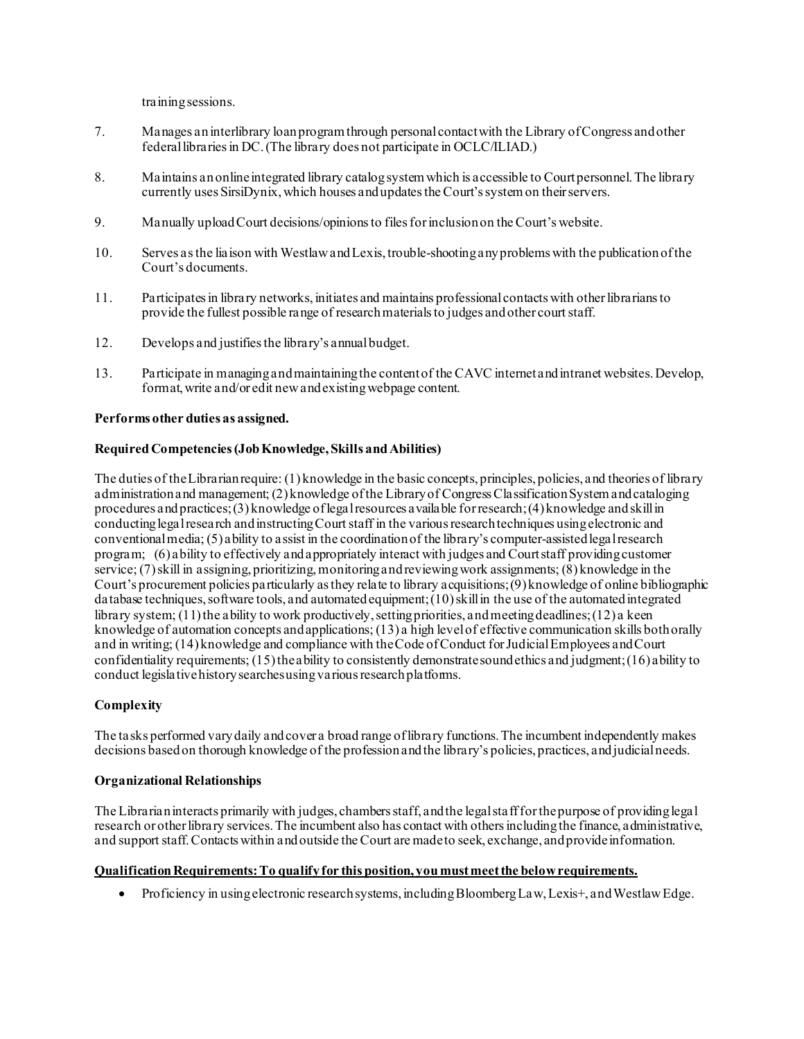training sessions.

7. Manages an interlibrary loan program through personal contact with the Library of Congress and other federal libraries in DC. (The library does not participate in OCLC/ILIAD.)

8. Maintains an online integrated library catalog system which is accessible to Court personnel. The library currently uses SirsiDynix, which houses and updates the Court's system on their servers.

9. Manually upload Court decisions/opinions to files for inclusion on the Court's website.

10. Serves as the liaison with Westlaw and Lexis, trouble-shooting any problems with the publication of the Court's documents.

11. Participates in library networks, initiates and maintains professional contacts with other librarians to provide the fullest possible range of research materials to judges and other court staff.

12. Develops and justifies the library's annual budget.

13. Participate in managing and maintaining the content of the CAVC internet and intranet websites. Develop, format, write and/or edit new and existing webpage content.

**Performs other duties as assigned.**

**Required Competencies (Job Knowledge, Skills and Abilities)**

The duties of the Librarian require: (1) knowledge in the basic concepts, principles, policies, and theories of library administration and management; (2) knowledge of the Library of Congress Classification System and cataloging procedures and practices; (3) knowledge of legal resources available for research; (4) knowledge and skill in conducting legal research and instructing Court staff in the various research techniques using electronic and conventional media; (5) ability to assist in the coordination of the library's computer-assisted legal research program; (6) ability to effectively and appropriately interact with judges and Court staff providing customer service; (7) skill in assigning, prioritizing, monitoring and reviewing work assignments; (8) knowledge in the Court's procurement policies particularly as they relate to library acquisitions; (9) knowledge of online bibliographic database techniques, software tools, and automated equipment; (10) skill in the use of the automated integrated library system; (11) the ability to work productively, setting priorities, and meeting deadlines; (12) a keen knowledge of automation concepts and applications; (13) a high level of effective communication skills both orally and in writing; (14) knowledge and compliance with the Code of Conduct for Judicial Employees and Court confidentiality requirements; (15) the ability to consistently demonstrate sound ethics and judgment; (16) ability to conduct legislative history searches using various research platforms.

**Complexity**

The tasks performed vary daily and cover a broad range of library functions. The incumbent independently makes decisions based on thorough knowledge of the profession and the library's policies, practices, and judicial needs.

**Organizational Relationships**

The Librarian interacts primarily with judges, chambers staff, and the legal staff for the purpose of providing legal research or other library services. The incumbent also has contact with others including the finance, administrative, and support staff. Contacts within and outside the Court are made to seek, exchange, and provide information.

**<u>Qualification Requirements: To qualify for this position, you must meet the below requirements.</u>**

- Proficiency in using electronic research systems, including Bloomberg Law, Lexis+, and Westlaw Edge.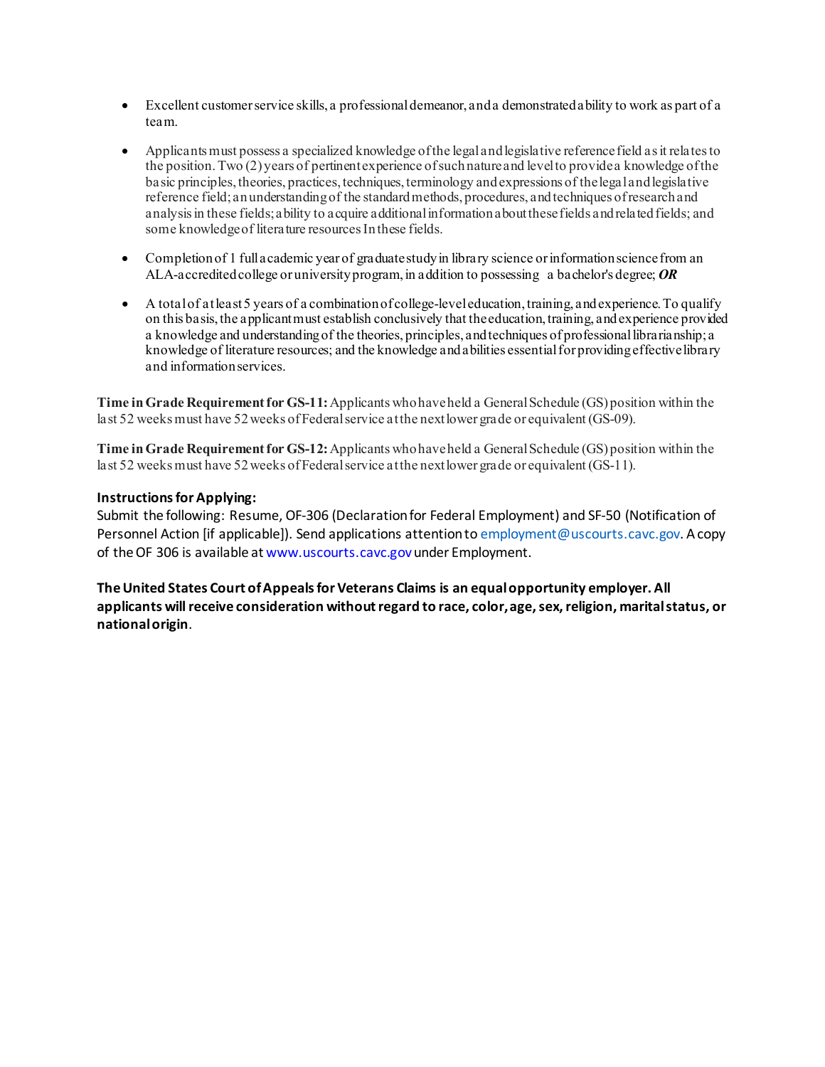- Excellent customer service skills, a professional demeanor, and a demonstrated ability to work as part of a team.

- Applicants must possess a specialized knowledge of the legal and legislative reference field as it relates to the position. Two (2) years of pertinent experience of such nature and level to provide a knowledge of the basic principles, theories, practices, techniques, terminology and expressions of the legal and legislative reference field; an understanding of the standard methods, procedures, and techniques of research and analysis in these fields; ability to acquire additional information about these fields and related fields; and some knowledge of literature resources In these fields.

- Completion of 1 full academic year of graduate study in library science or information science from an ALA-accredited college or university program, in addition to possessing a bachelor's degree; ***OR***

- A total of at least 5 years of a combination of college-level education, training, and experience. To qualify on this basis, the applicant must establish conclusively that the education, training, and experience provided a knowledge and understanding of the theories, principles, and techniques of professional librarianship; a knowledge of literature resources; and the knowledge and abilities essential for providing effective library and information services.

**Time in Grade Requirement for GS-11:** Applicants who have held a General Schedule (GS) position within the last 52 weeks must have 52 weeks of Federal service at the next lower grade or equivalent (GS-09).

**Time in Grade Requirement for GS-12:** Applicants who have held a General Schedule (GS) position within the last 52 weeks must have 52 weeks of Federal service at the next lower grade or equivalent (GS-11).

**Instructions for Applying:**
Submit the following: Resume, OF-306 (Declaration for Federal Employment) and SF-50 (Notification of Personnel Action [if applicable]). Send applications attention to employment@uscourts.cavc.gov. A copy of the OF 306 is available at www.uscourts.cavc.gov under Employment.

**The United States Court of Appeals for Veterans Claims is an equal opportunity employer. All applicants will receive consideration without regard to race, color, age, sex, religion, marital status, or national origin**.